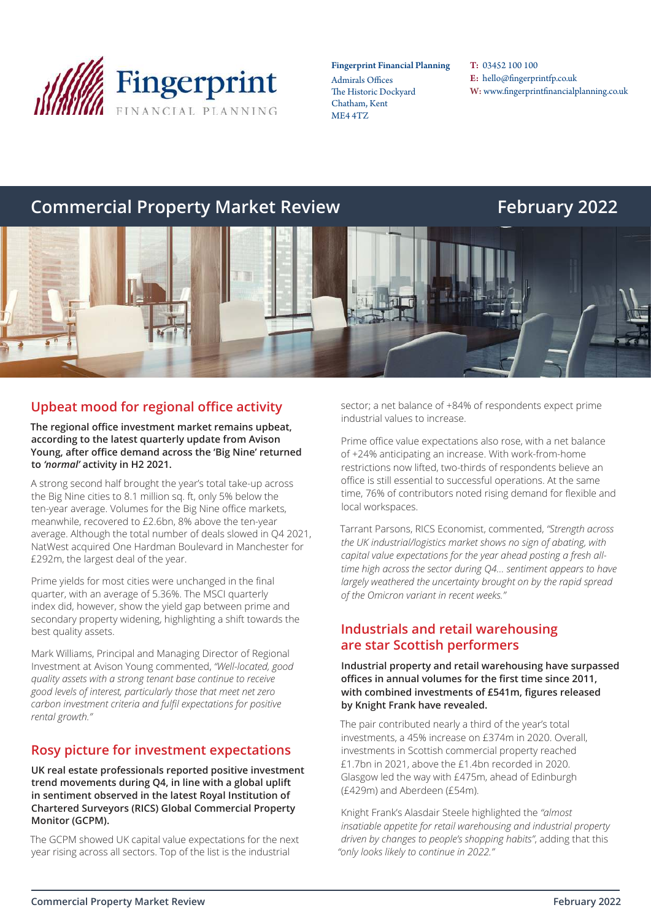Fingerprint Financial Planning
Admirals Offices
The Historic Dockyard
Chatham, Kent
ME4 4TZ

T: 03452 100 100
E: hello@fingerprintfp.co.uk
W: www.fingerprintfinancialplanning.co.uk

# Commercial Property Market Review — February 2022

## Upbeat mood for regional office activity

**The regional office investment market remains upbeat, according to the latest quarterly update from Avison Young, after office demand across the 'Big Nine' returned to *'normal'* activity in H2 2021.**

A strong second half brought the year's total take-up across the Big Nine cities to 8.1 million sq. ft, only 5% below the ten-year average. Volumes for the Big Nine office markets, meanwhile, recovered to £2.6bn, 8% above the ten-year average. Although the total number of deals slowed in Q4 2021, NatWest acquired One Hardman Boulevard in Manchester for £292m, the largest deal of the year.

Prime yields for most cities were unchanged in the final quarter, with an average of 5.36%. The MSCI quarterly index did, however, show the yield gap between prime and secondary property widening, highlighting a shift towards the best quality assets.

Mark Williams, Principal and Managing Director of Regional Investment at Avison Young commented, *"Well-located, good quality assets with a strong tenant base continue to receive good levels of interest, particularly those that meet net zero carbon investment criteria and fulfil expectations for positive rental growth."*

## Rosy picture for investment expectations

**UK real estate professionals reported positive investment trend movements during Q4, in line with a global uplift in sentiment observed in the latest Royal Institution of Chartered Surveyors (RICS) Global Commercial Property Monitor (GCPM).**

The GCPM showed UK capital value expectations for the next year rising across all sectors. Top of the list is the industrial sector; a net balance of +84% of respondents expect prime industrial values to increase.

Prime office value expectations also rose, with a net balance of +24% anticipating an increase. With work-from-home restrictions now lifted, two-thirds of respondents believe an office is still essential to successful operations. At the same time, 76% of contributors noted rising demand for flexible and local workspaces.

Tarrant Parsons, RICS Economist, commented, *"Strength across the UK industrial/logistics market shows no sign of abating, with capital value expectations for the year ahead posting a fresh all-time high across the sector during Q4... sentiment appears to have largely weathered the uncertainty brought on by the rapid spread of the Omicron variant in recent weeks."*

## Industrials and retail warehousing are star Scottish performers

**Industrial property and retail warehousing have surpassed offices in annual volumes for the first time since 2011, with combined investments of £541m, figures released by Knight Frank have revealed.**

The pair contributed nearly a third of the year's total investments, a 45% increase on £374m in 2020. Overall, investments in Scottish commercial property reached £1.7bn in 2021, above the £1.4bn recorded in 2020. Glasgow led the way with £475m, ahead of Edinburgh (£429m) and Aberdeen (£54m).

Knight Frank's Alasdair Steele highlighted the *"almost insatiable appetite for retail warehousing and industrial property driven by changes to people's shopping habits"*, adding that this *"only looks likely to continue in 2022."*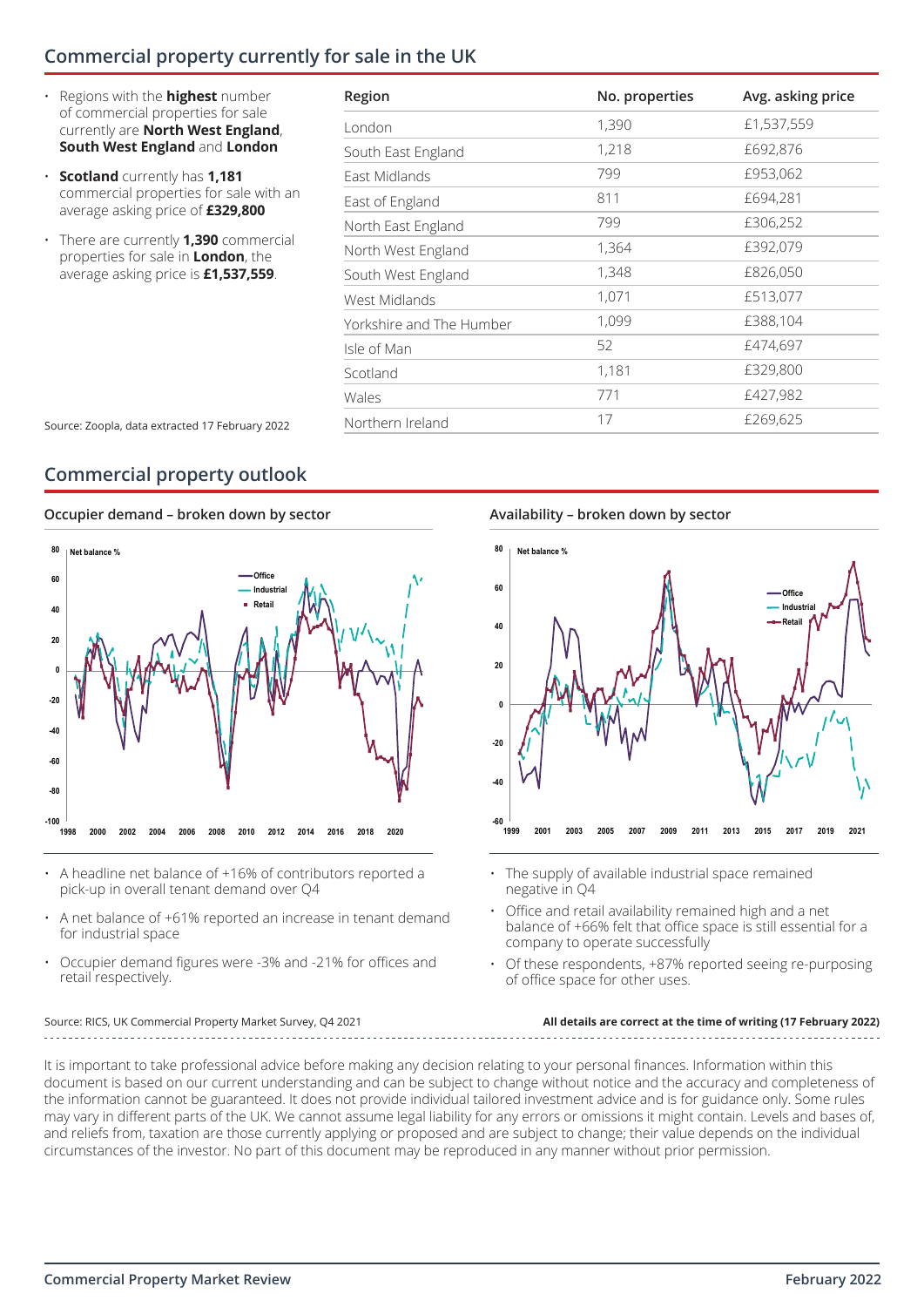## Commercial property currently for sale in the UK

- Regions with the **highest** number of commercial properties for sale currently are **North West England**, **South West England** and **London**
- **Scotland** currently has **1,181** commercial properties for sale with an average asking price of **£329,800**
- There are currently **1,390** commercial properties for sale in **London**, the average asking price is **£1,537,559**.

Source: Zoopla, data extracted 17 February 2022

| Region | No. properties | Avg. asking price |
|---|---|---|
| London | 1,390 | £1,537,559 |
| South East England | 1,218 | £692,876 |
| East Midlands | 799 | £953,062 |
| East of England | 811 | £694,281 |
| North East England | 799 | £306,252 |
| North West England | 1,364 | £392,079 |
| South West England | 1,348 | £826,050 |
| West Midlands | 1,071 | £513,077 |
| Yorkshire and The Humber | 1,099 | £388,104 |
| Isle of Man | 52 | £474,697 |
| Scotland | 1,181 | £329,800 |
| Wales | 771 | £427,982 |
| Northern Ireland | 17 | £269,625 |

## Commercial property outlook

### Occupier demand – broken down by sector

Net balance %

80
60
40
20
0
-20
-40
-60
-80
-100

1998 2000 2002 2004 2006 2008 2010 2012 2014 2016 2018 2020

Office
Industrial
Retail

- A headline net balance of +16% of contributors reported a pick-up in overall tenant demand over Q4
- A net balance of +61% reported an increase in tenant demand for industrial space
- Occupier demand figures were -3% and -21% for offices and retail respectively.

### Availability – broken down by sector

Net balance %

80
60
40
20
0
-20
-40
-60

1999 2001 2003 2005 2007 2009 2011 2013 2015 2017 2019 2021

Office
Industrial
Retail

- The supply of available industrial space remained negative in Q4
- Office and retail availability remained high and a net balance of +66% felt that office space is still essential for a company to operate successfully
- Of these respondents, +87% reported seeing re-purposing of office space for other uses.

Source: RICS, UK Commercial Property Market Survey, Q4 2021

**All details are correct at the time of writing (17 February 2022)**

It is important to take professional advice before making any decision relating to your personal finances. Information within this document is based on our current understanding and can be subject to change without notice and the accuracy and completeness of the information cannot be guaranteed. It does not provide individual tailored investment advice and is for guidance only. Some rules may vary in different parts of the UK. We cannot assume legal liability for any errors or omissions it might contain. Levels and bases of, and reliefs from, taxation are those currently applying or proposed and are subject to change; their value depends on the individual circumstances of the investor. No part of this document may be reproduced in any manner without prior permission.